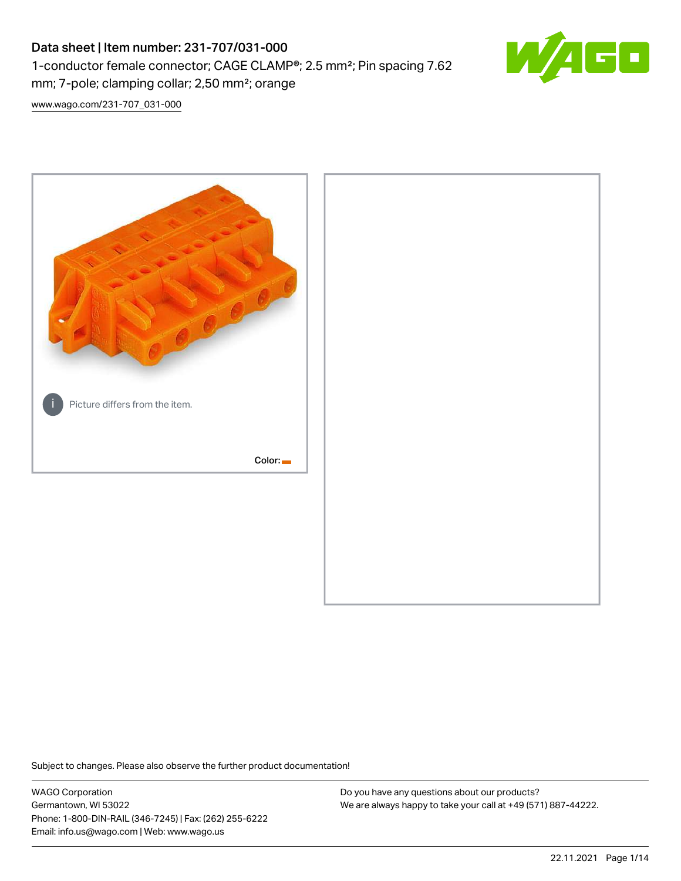# Data sheet | Item number: 231-707/031-000

1-conductor female connector; CAGE CLAMP®; 2.5 mm²; Pin spacing 7.62 mm; 7-pole; clamping collar; 2,50 mm²; orange

www.wago.com/231-707_031-000

Picture differs from the item.

Color:

Subject to changes. Please also observe the further product documentation!

WAGO Corporation
Germantown, WI 53022
Phone: 1-800-DIN-RAIL (346-7245) | Fax: (262) 255-6222
Email: info.us@wago.com | Web: www.wago.us

Do you have any questions about our products?
We are always happy to take your call at +49 (571) 887-44222.

22.11.2021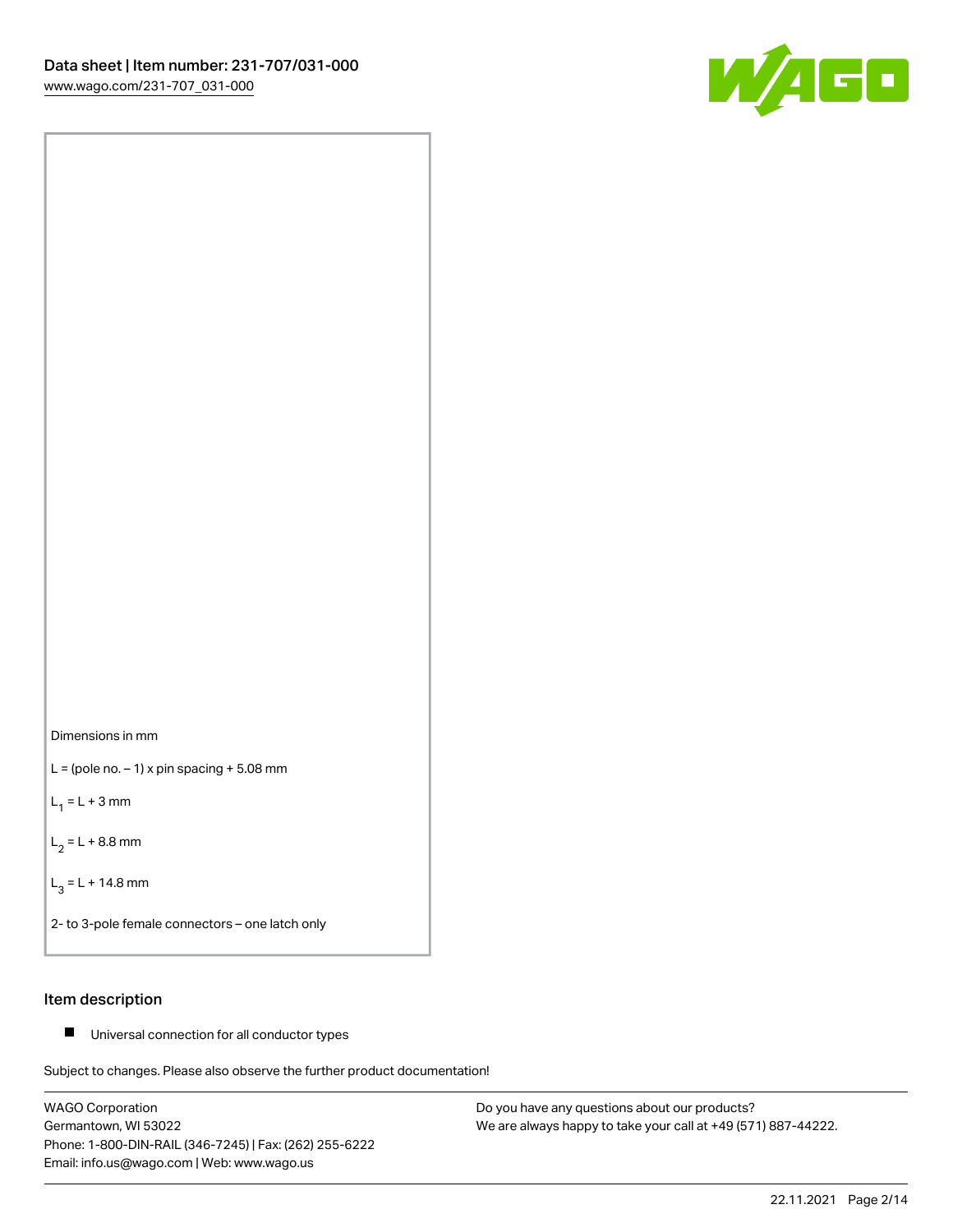Dimensions in mm

L = (pole no. – 1) x pin spacing + 5.08 mm

$L_1$ = L + 3 mm

$L_2$ = L + 8.8 mm

$L_3$ = L + 14.8 mm

2- to 3-pole female connectors – one latch only

## Item description

- Universal connection for all conductor types

Subject to changes. Please also observe the further product documentation!

WAGO Corporation
Germantown, WI 53022
Phone: 1-800-DIN-RAIL (346-7245) | Fax: (262) 255-6222
Email: info.us@wago.com | Web: www.wago.us

Do you have any questions about our products?
We are always happy to take your call at +49 (571) 887-44222.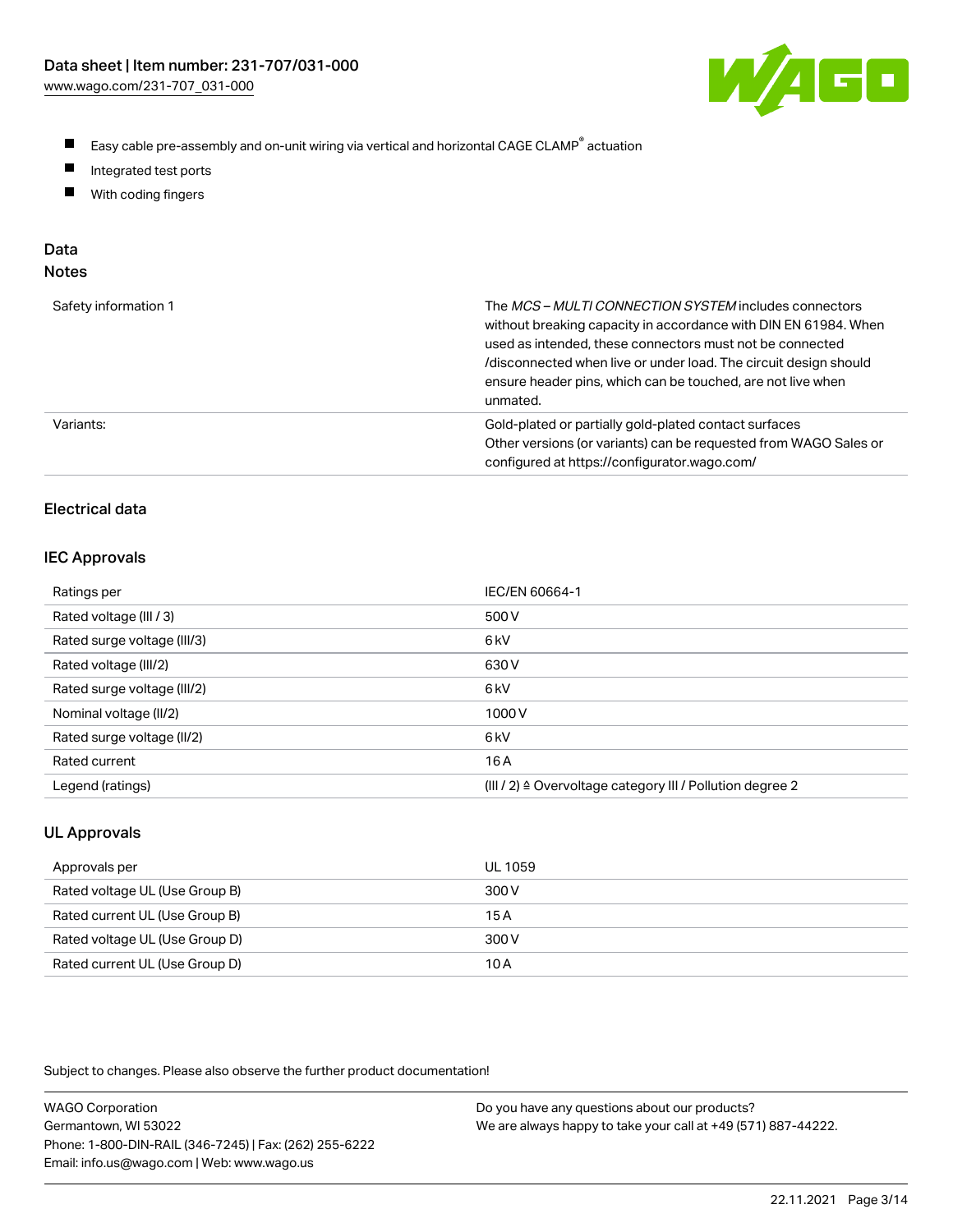- Easy cable pre-assembly and on-unit wiring via vertical and horizontal CAGE CLAMP® actuation
- Integrated test ports
- With coding fingers

## Data

### Notes

| | |
|---|---|
| Safety information 1 | The *MCS – MULTI CONNECTION SYSTEM* includes connectors without breaking capacity in accordance with DIN EN 61984. When used as intended, these connectors must not be connected /disconnected when live or under load. The circuit design should ensure header pins, which can be touched, are not live when unmated. |
| Variants: | Gold-plated or partially gold-plated contact surfaces<br>Other versions (or variants) can be requested from WAGO Sales or configured at https://configurator.wago.com/ |

### Electrical data

#### IEC Approvals

| | |
|---|---|
| Ratings per | IEC/EN 60664-1 |
| Rated voltage (III / 3) | 500 V |
| Rated surge voltage (III/3) | 6 kV |
| Rated voltage (III/2) | 630 V |
| Rated surge voltage (III/2) | 6 kV |
| Nominal voltage (II/2) | 1000 V |
| Rated surge voltage (II/2) | 6 kV |
| Rated current | 16 A |
| Legend (ratings) | (III / 2) ≙ Overvoltage category III / Pollution degree 2 |

#### UL Approvals

| | |
|---|---|
| Approvals per | UL 1059 |
| Rated voltage UL (Use Group B) | 300 V |
| Rated current UL (Use Group B) | 15 A |
| Rated voltage UL (Use Group D) | 300 V |
| Rated current UL (Use Group D) | 10 A |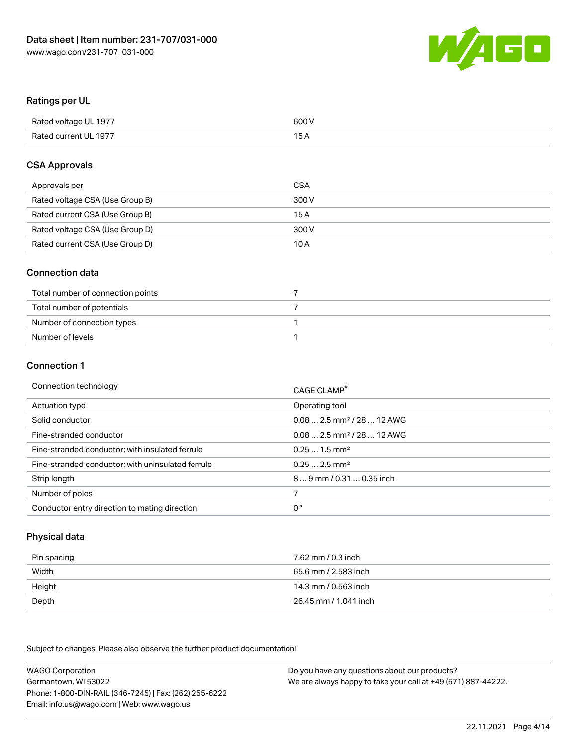## Ratings per UL

| | |
|---|---|
| Rated voltage UL 1977 | 600 V |
| Rated current UL 1977 | 15 A |

## CSA Approvals

| | |
|---|---|
| Approvals per | CSA |
| Rated voltage CSA (Use Group B) | 300 V |
| Rated current CSA (Use Group B) | 15 A |
| Rated voltage CSA (Use Group D) | 300 V |
| Rated current CSA (Use Group D) | 10 A |

## Connection data

| | |
|---|---|
| Total number of connection points | 7 |
| Total number of potentials | 7 |
| Number of connection types | 1 |
| Number of levels | 1 |

## Connection 1

| | |
|---|---|
| Connection technology | CAGE CLAMP® |
| Actuation type | Operating tool |
| Solid conductor | 0.08 … 2.5 mm² / 28 … 12 AWG |
| Fine-stranded conductor | 0.08 … 2.5 mm² / 28 … 12 AWG |
| Fine-stranded conductor; with insulated ferrule | 0.25 … 1.5 mm² |
| Fine-stranded conductor; with uninsulated ferrule | 0.25 … 2.5 mm² |
| Strip length | 8 … 9 mm / 0.31 … 0.35 inch |
| Number of poles | 7 |
| Conductor entry direction to mating direction | 0° |

## Physical data

| | |
|---|---|
| Pin spacing | 7.62 mm / 0.3 inch |
| Width | 65.6 mm / 2.583 inch |
| Height | 14.3 mm / 0.563 inch |
| Depth | 26.45 mm / 1.041 inch |

Subject to changes. Please also observe the further product documentation!

WAGO Corporation
Germantown, WI 53022
Phone: 1-800-DIN-RAIL (346-7245) | Fax: (262) 255-6222
Email: info.us@wago.com | Web: www.wago.us

Do you have any questions about our products?
We are always happy to take your call at +49 (571) 887-44222.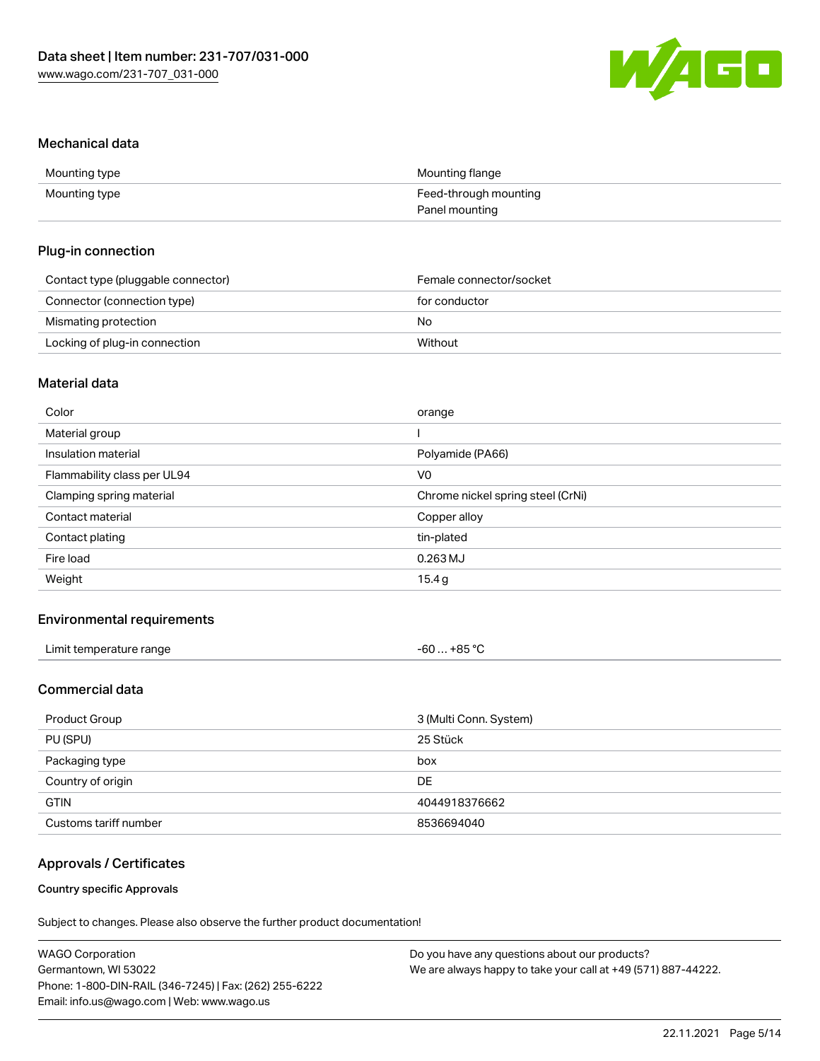## Mechanical data

| | |
|---|---|
| Mounting type | Mounting flange |
| Mounting type | Feed-through mounting<br>Panel mounting |

## Plug-in connection

| | |
|---|---|
| Contact type (pluggable connector) | Female connector/socket |
| Connector (connection type) | for conductor |
| Mismating protection | No |
| Locking of plug-in connection | Without |

## Material data

| | |
|---|---|
| Color | orange |
| Material group | I |
| Insulation material | Polyamide (PA66) |
| Flammability class per UL94 | V0 |
| Clamping spring material | Chrome nickel spring steel (CrNi) |
| Contact material | Copper alloy |
| Contact plating | tin-plated |
| Fire load | 0.263 MJ |
| Weight | 15.4 g |

## Environmental requirements

| | |
|---|---|
| Limit temperature range | -60 … +85 °C |

## Commercial data

| | |
|---|---|
| Product Group | 3 (Multi Conn. System) |
| PU (SPU) | 25 Stück |
| Packaging type | box |
| Country of origin | DE |
| GTIN | 4044918376662 |
| Customs tariff number | 8536694040 |

## Approvals / Certificates

#### Country specific Approvals

Subject to changes. Please also observe the further product documentation!

WAGO Corporation
Germantown, WI 53022
Phone: 1-800-DIN-RAIL (346-7245) | Fax: (262) 255-6222
Email: info.us@wago.com | Web: www.wago.us

Do you have any questions about our products?
We are always happy to take your call at +49 (571) 887-44222.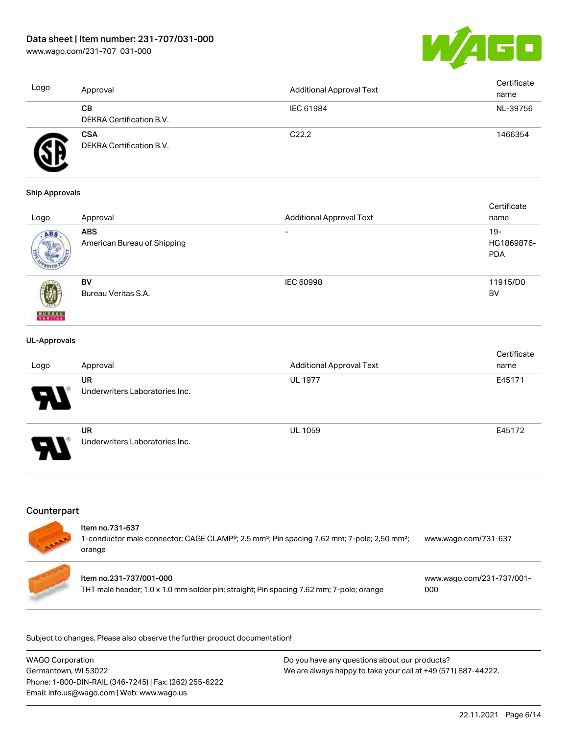| Logo | Approval | Additional Approval Text | Certificate name |
|---|---|---|---|
| | **CB**<br>DEKRA Certification B.V. | IEC 61984 | NL-39756 |
| | **CSA**<br>DEKRA Certification B.V. | C22.2 | 1466354 |

**Ship Approvals**

| Logo | Approval | Additional Approval Text | Certificate name |
|---|---|---|---|
| | **ABS**<br>American Bureau of Shipping | - | 19-HG1869876-PDA |
| | **BV**<br>Bureau Veritas S.A. | IEC 60998 | 11915/D0 BV |

**UL-Approvals**

| Logo | Approval | Additional Approval Text | Certificate name |
|---|---|---|---|
| | **UR**<br>Underwriters Laboratories Inc. | UL 1977 | E45171 |
| | **UR**<br>Underwriters Laboratories Inc. | UL 1059 | E45172 |

## Counterpart

| | Item | Link |
|---|---|---|
| | Item no.731-637<br>1-conductor male connector; CAGE CLAMP®; 2.5 mm²; Pin spacing 7.62 mm; 7-pole; 2,50 mm²; orange | www.wago.com/731-637 |
| | Item no.231-737/001-000<br>THT male header; 1.0 x 1.0 mm solder pin; straight; Pin spacing 7.62 mm; 7-pole; orange | www.wago.com/231-737/001-000 |

Subject to changes. Please also observe the further product documentation!

WAGO Corporation
Germantown, WI 53022
Phone: 1-800-DIN-RAIL (346-7245) | Fax: (262) 255-6222
Email: info.us@wago.com | Web: www.wago.us

Do you have any questions about our products?
We are always happy to take your call at +49 (571) 887-44222.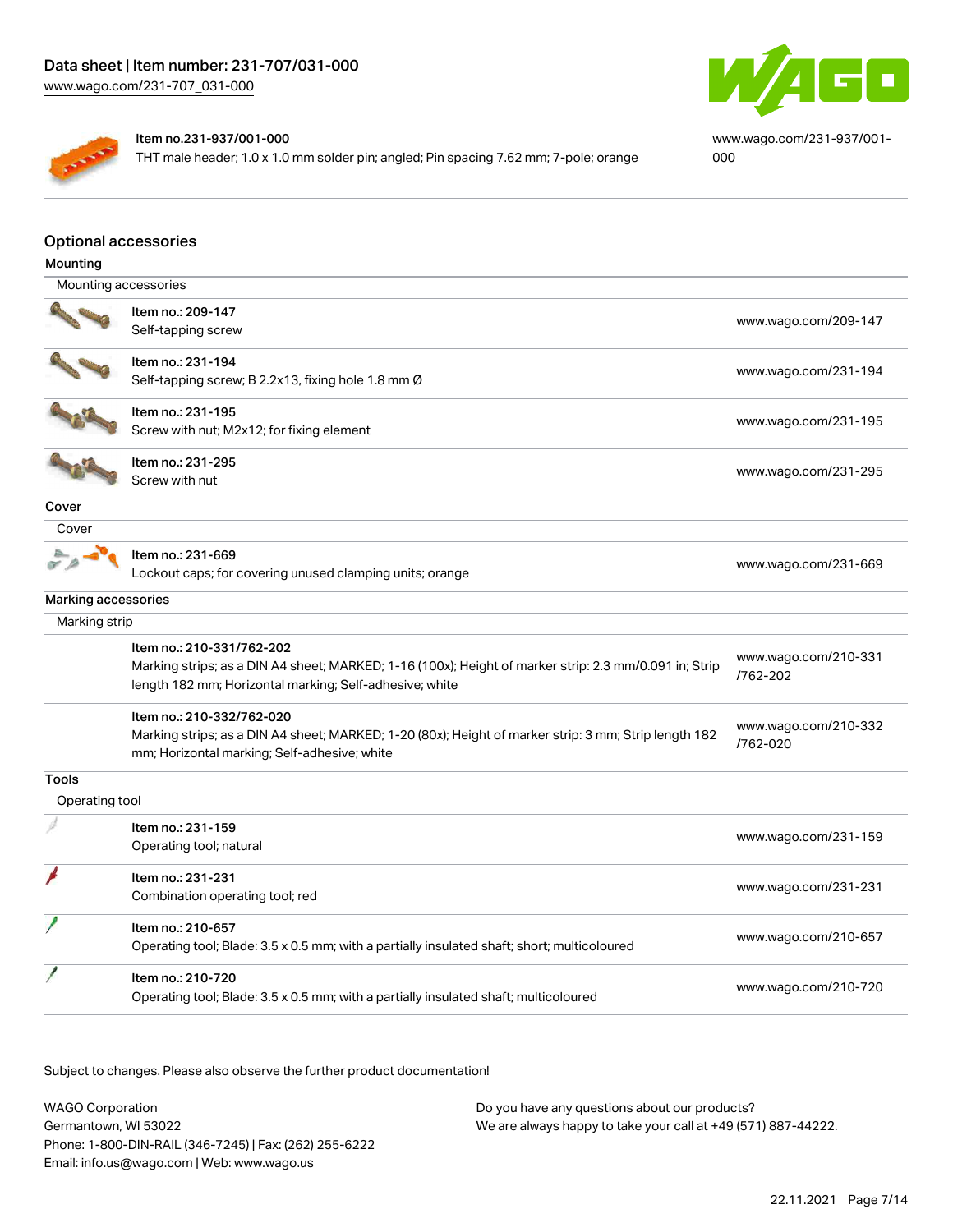Item no.231-937/001-000
THT male header; 1.0 x 1.0 mm solder pin; angled; Pin spacing 7.62 mm; 7-pole; orange

www.wago.com/231-937/001-000

## Optional accessories

### Mounting

Mounting accessories

| Item | Link |
| --- | --- |
| Item no.: 209-147<br>Self-tapping screw | www.wago.com/209-147 |
| Item no.: 231-194<br>Self-tapping screw; B 2.2x13, fixing hole 1.8 mm Ø | www.wago.com/231-194 |
| Item no.: 231-195<br>Screw with nut; M2x12; for fixing element | www.wago.com/231-195 |
| Item no.: 231-295<br>Screw with nut | www.wago.com/231-295 |

### Cover

Cover

| Item | Link |
| --- | --- |
| Item no.: 231-669<br>Lockout caps; for covering unused clamping units; orange | www.wago.com/231-669 |

### Marking accessories

Marking strip

| Item | Link |
| --- | --- |
| Item no.: 210-331/762-202<br>Marking strips; as a DIN A4 sheet; MARKED; 1-16 (100x); Height of marker strip: 2.3 mm/0.091 in; Strip length 182 mm; Horizontal marking; Self-adhesive; white | www.wago.com/210-331/762-202 |
| Item no.: 210-332/762-020<br>Marking strips; as a DIN A4 sheet; MARKED; 1-20 (80x); Height of marker strip: 3 mm; Strip length 182 mm; Horizontal marking; Self-adhesive; white | www.wago.com/210-332/762-020 |

### Tools

Operating tool

| Item | Link |
| --- | --- |
| Item no.: 231-159<br>Operating tool; natural | www.wago.com/231-159 |
| Item no.: 231-231<br>Combination operating tool; red | www.wago.com/231-231 |
| Item no.: 210-657<br>Operating tool; Blade: 3.5 x 0.5 mm; with a partially insulated shaft; short; multicoloured | www.wago.com/210-657 |
| Item no.: 210-720<br>Operating tool; Blade: 3.5 x 0.5 mm; with a partially insulated shaft; multicoloured | www.wago.com/210-720 |

Subject to changes. Please also observe the further product documentation!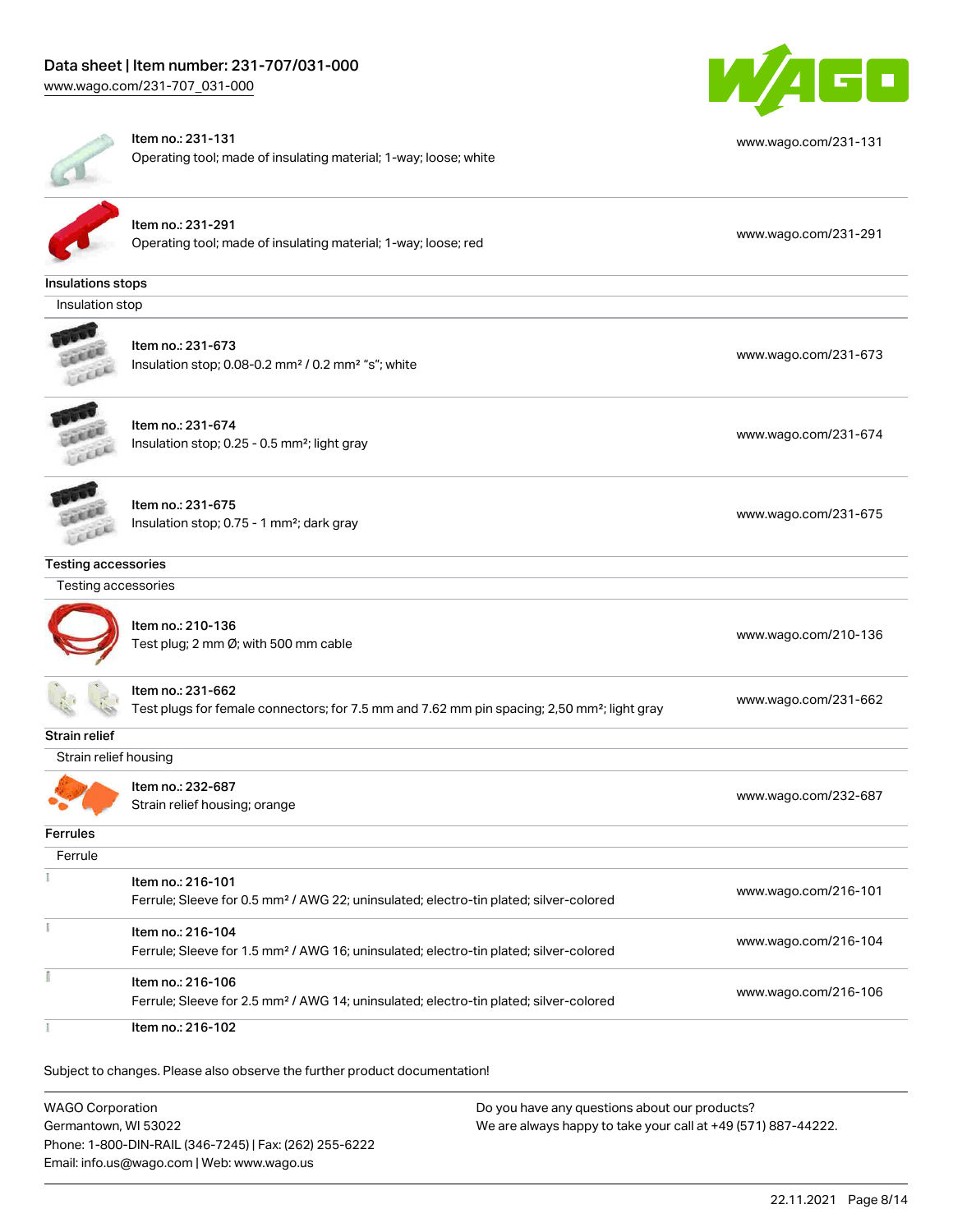| | | |
|---|---|---|
| | Item no.: 231-131<br>Operating tool; made of insulating material; 1-way; loose; white | www.wago.com/231-131 |
| | Item no.: 231-291<br>Operating tool; made of insulating material; 1-way; loose; red | www.wago.com/231-291 |

**Insulations stops**

Insulation stop

| | | |
|---|---|---|
| | Item no.: 231-673<br>Insulation stop; 0.08-0.2 mm² / 0.2 mm² "s"; white | www.wago.com/231-673 |
| | Item no.: 231-674<br>Insulation stop; 0.25 - 0.5 mm²; light gray | www.wago.com/231-674 |
| | Item no.: 231-675<br>Insulation stop; 0.75 - 1 mm²; dark gray | www.wago.com/231-675 |

**Testing accessories**

Testing accessories

| | | |
|---|---|---|
| | Item no.: 210-136<br>Test plug; 2 mm Ø; with 500 mm cable | www.wago.com/210-136 |
| | Item no.: 231-662<br>Test plugs for female connectors; for 7.5 mm and 7.62 mm pin spacing; 2,50 mm²; light gray | www.wago.com/231-662 |

**Strain relief**

Strain relief housing

| | | |
|---|---|---|
| | Item no.: 232-687<br>Strain relief housing; orange | www.wago.com/232-687 |

**Ferrules**

Ferrule

| | | |
|---|---|---|
| | Item no.: 216-101<br>Ferrule; Sleeve for 0.5 mm² / AWG 22; uninsulated; electro-tin plated; silver-colored | www.wago.com/216-101 |
| | Item no.: 216-104<br>Ferrule; Sleeve for 1.5 mm² / AWG 16; uninsulated; electro-tin plated; silver-colored | www.wago.com/216-104 |
| | Item no.: 216-106<br>Ferrule; Sleeve for 2.5 mm² / AWG 14; uninsulated; electro-tin plated; silver-colored | www.wago.com/216-106 |
| | Item no.: 216-102 | |

Subject to changes. Please also observe the further product documentation!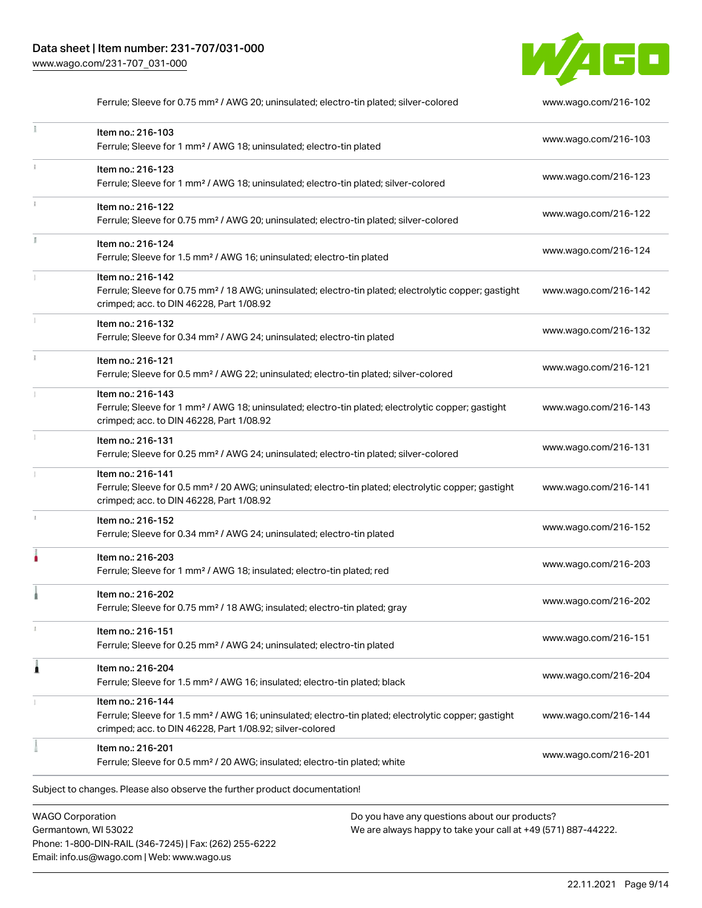| | | |
|---|---|---|
| | Ferrule; Sleeve for 0.75 mm² / AWG 20; uninsulated; electro-tin plated; silver-colored | www.wago.com/216-102 |
| | Item no.: 216-103<br>Ferrule; Sleeve for 1 mm² / AWG 18; uninsulated; electro-tin plated | www.wago.com/216-103 |
| | Item no.: 216-123<br>Ferrule; Sleeve for 1 mm² / AWG 18; uninsulated; electro-tin plated; silver-colored | www.wago.com/216-123 |
| | Item no.: 216-122<br>Ferrule; Sleeve for 0.75 mm² / AWG 20; uninsulated; electro-tin plated; silver-colored | www.wago.com/216-122 |
| | Item no.: 216-124<br>Ferrule; Sleeve for 1.5 mm² / AWG 16; uninsulated; electro-tin plated | www.wago.com/216-124 |
| | Item no.: 216-142<br>Ferrule; Sleeve for 0.75 mm² / 18 AWG; uninsulated; electro-tin plated; electrolytic copper; gastight crimped; acc. to DIN 46228, Part 1/08.92 | www.wago.com/216-142 |
| | Item no.: 216-132<br>Ferrule; Sleeve for 0.34 mm² / AWG 24; uninsulated; electro-tin plated | www.wago.com/216-132 |
| | Item no.: 216-121<br>Ferrule; Sleeve for 0.5 mm² / AWG 22; uninsulated; electro-tin plated; silver-colored | www.wago.com/216-121 |
| | Item no.: 216-143<br>Ferrule; Sleeve for 1 mm² / AWG 18; uninsulated; electro-tin plated; electrolytic copper; gastight crimped; acc. to DIN 46228, Part 1/08.92 | www.wago.com/216-143 |
| | Item no.: 216-131<br>Ferrule; Sleeve for 0.25 mm² / AWG 24; uninsulated; electro-tin plated; silver-colored | www.wago.com/216-131 |
| | Item no.: 216-141<br>Ferrule; Sleeve for 0.5 mm² / 20 AWG; uninsulated; electro-tin plated; electrolytic copper; gastight crimped; acc. to DIN 46228, Part 1/08.92 | www.wago.com/216-141 |
| | Item no.: 216-152<br>Ferrule; Sleeve for 0.34 mm² / AWG 24; uninsulated; electro-tin plated | www.wago.com/216-152 |
| | Item no.: 216-203<br>Ferrule; Sleeve for 1 mm² / AWG 18; insulated; electro-tin plated; red | www.wago.com/216-203 |
| | Item no.: 216-202<br>Ferrule; Sleeve for 0.75 mm² / 18 AWG; insulated; electro-tin plated; gray | www.wago.com/216-202 |
| | Item no.: 216-151<br>Ferrule; Sleeve for 0.25 mm² / AWG 24; uninsulated; electro-tin plated | www.wago.com/216-151 |
| | Item no.: 216-204<br>Ferrule; Sleeve for 1.5 mm² / AWG 16; insulated; electro-tin plated; black | www.wago.com/216-204 |
| | Item no.: 216-144<br>Ferrule; Sleeve for 1.5 mm² / AWG 16; uninsulated; electro-tin plated; electrolytic copper; gastight crimped; acc. to DIN 46228, Part 1/08.92; silver-colored | www.wago.com/216-144 |
| | Item no.: 216-201<br>Ferrule; Sleeve for 0.5 mm² / 20 AWG; insulated; electro-tin plated; white | www.wago.com/216-201 |

Subject to changes. Please also observe the further product documentation!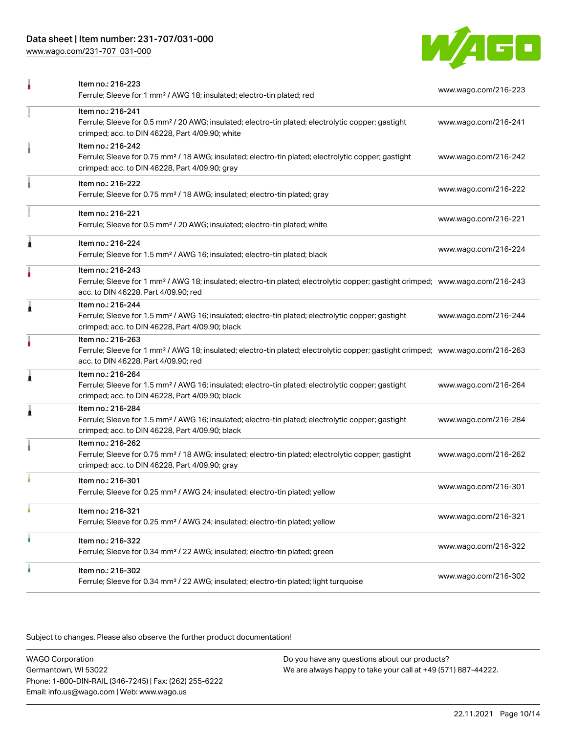| | | |
|---|---|---|
| | Item no.: 216-223<br>Ferrule; Sleeve for 1 mm² / AWG 18; insulated; electro-tin plated; red | www.wago.com/216-223 |
| | Item no.: 216-241<br>Ferrule; Sleeve for 0.5 mm² / 20 AWG; insulated; electro-tin plated; electrolytic copper; gastight crimped; acc. to DIN 46228, Part 4/09.90; white | www.wago.com/216-241 |
| | Item no.: 216-242<br>Ferrule; Sleeve for 0.75 mm² / 18 AWG; insulated; electro-tin plated; electrolytic copper; gastight crimped; acc. to DIN 46228, Part 4/09.90; gray | www.wago.com/216-242 |
| | Item no.: 216-222<br>Ferrule; Sleeve for 0.75 mm² / 18 AWG; insulated; electro-tin plated; gray | www.wago.com/216-222 |
| | Item no.: 216-221<br>Ferrule; Sleeve for 0.5 mm² / 20 AWG; insulated; electro-tin plated; white | www.wago.com/216-221 |
| | Item no.: 216-224<br>Ferrule; Sleeve for 1.5 mm² / AWG 16; insulated; electro-tin plated; black | www.wago.com/216-224 |
| | Item no.: 216-243<br>Ferrule; Sleeve for 1 mm² / AWG 18; insulated; electro-tin plated; electrolytic copper; gastight crimped; acc. to DIN 46228, Part 4/09.90; red | www.wago.com/216-243 |
| | Item no.: 216-244<br>Ferrule; Sleeve for 1.5 mm² / AWG 16; insulated; electro-tin plated; electrolytic copper; gastight crimped; acc. to DIN 46228, Part 4/09.90; black | www.wago.com/216-244 |
| | Item no.: 216-263<br>Ferrule; Sleeve for 1 mm² / AWG 18; insulated; electro-tin plated; electrolytic copper; gastight crimped; acc. to DIN 46228, Part 4/09.90; red | www.wago.com/216-263 |
| | Item no.: 216-264<br>Ferrule; Sleeve for 1.5 mm² / AWG 16; insulated; electro-tin plated; electrolytic copper; gastight crimped; acc. to DIN 46228, Part 4/09.90; black | www.wago.com/216-264 |
| | Item no.: 216-284<br>Ferrule; Sleeve for 1.5 mm² / AWG 16; insulated; electro-tin plated; electrolytic copper; gastight crimped; acc. to DIN 46228, Part 4/09.90; black | www.wago.com/216-284 |
| | Item no.: 216-262<br>Ferrule; Sleeve for 0.75 mm² / 18 AWG; insulated; electro-tin plated; electrolytic copper; gastight crimped; acc. to DIN 46228, Part 4/09.90; gray | www.wago.com/216-262 |
| | Item no.: 216-301<br>Ferrule; Sleeve for 0.25 mm² / AWG 24; insulated; electro-tin plated; yellow | www.wago.com/216-301 |
| | Item no.: 216-321<br>Ferrule; Sleeve for 0.25 mm² / AWG 24; insulated; electro-tin plated; yellow | www.wago.com/216-321 |
| | Item no.: 216-322<br>Ferrule; Sleeve for 0.34 mm² / 22 AWG; insulated; electro-tin plated; green | www.wago.com/216-322 |
| | Item no.: 216-302<br>Ferrule; Sleeve for 0.34 mm² / 22 AWG; insulated; electro-tin plated; light turquoise | www.wago.com/216-302 |

Subject to changes. Please also observe the further product documentation!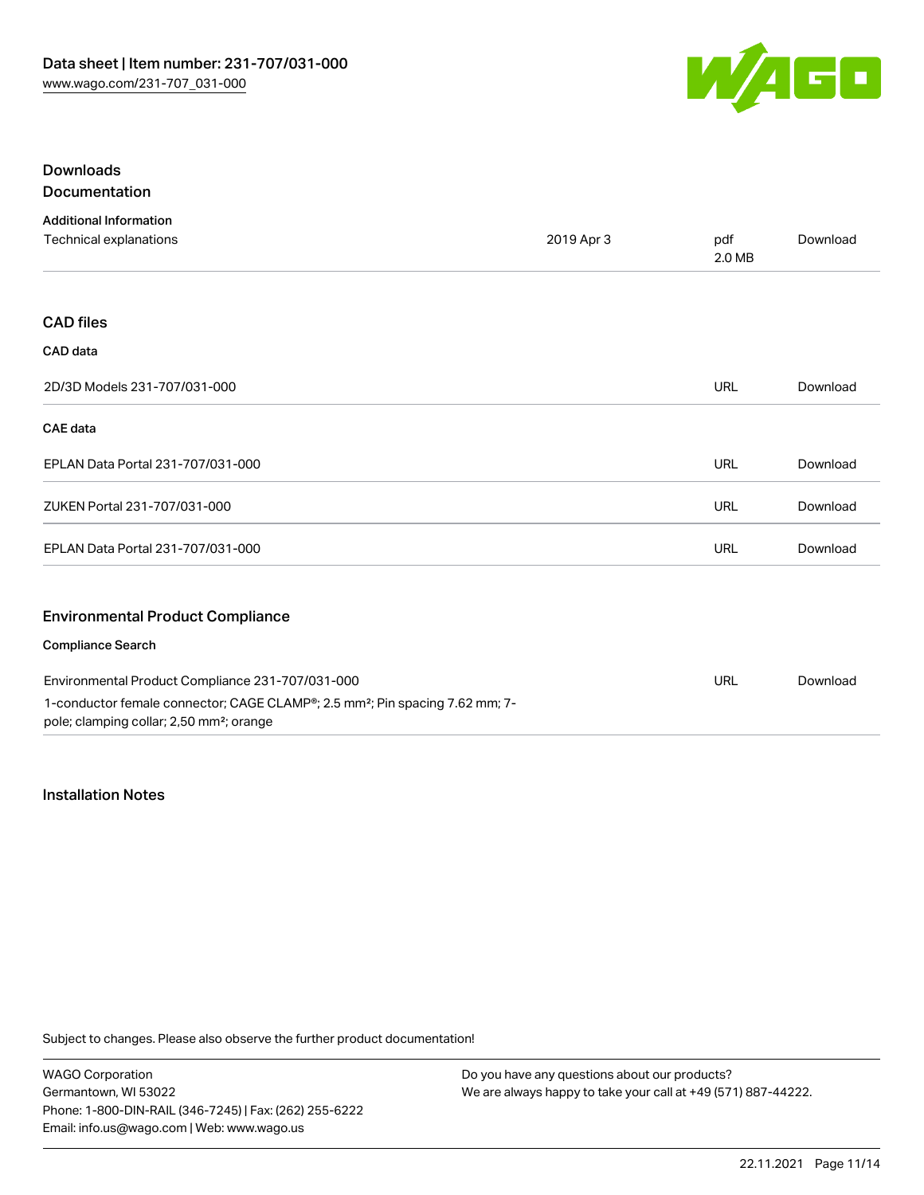# Downloads

## Documentation

### Additional Information

| | | | |
|---|---|---|---|
| Technical explanations | 2019 Apr 3 | pdf 2.0 MB | Download |

## CAD files

### CAD data

| | | |
|---|---|---|
| 2D/3D Models 231-707/031-000 | URL | Download |

### CAE data

| | | |
|---|---|---|
| EPLAN Data Portal 231-707/031-000 | URL | Download |
| ZUKEN Portal 231-707/031-000 | URL | Download |
| EPLAN Data Portal 231-707/031-000 | URL | Download |

## Environmental Product Compliance

### Compliance Search

| | | |
|---|---|---|
| Environmental Product Compliance 231-707/031-000<br>1-conductor female connector; CAGE CLAMP®; 2.5 mm²; Pin spacing 7.62 mm; 7-pole; clamping collar; 2,50 mm²; orange | URL | Download |

## Installation Notes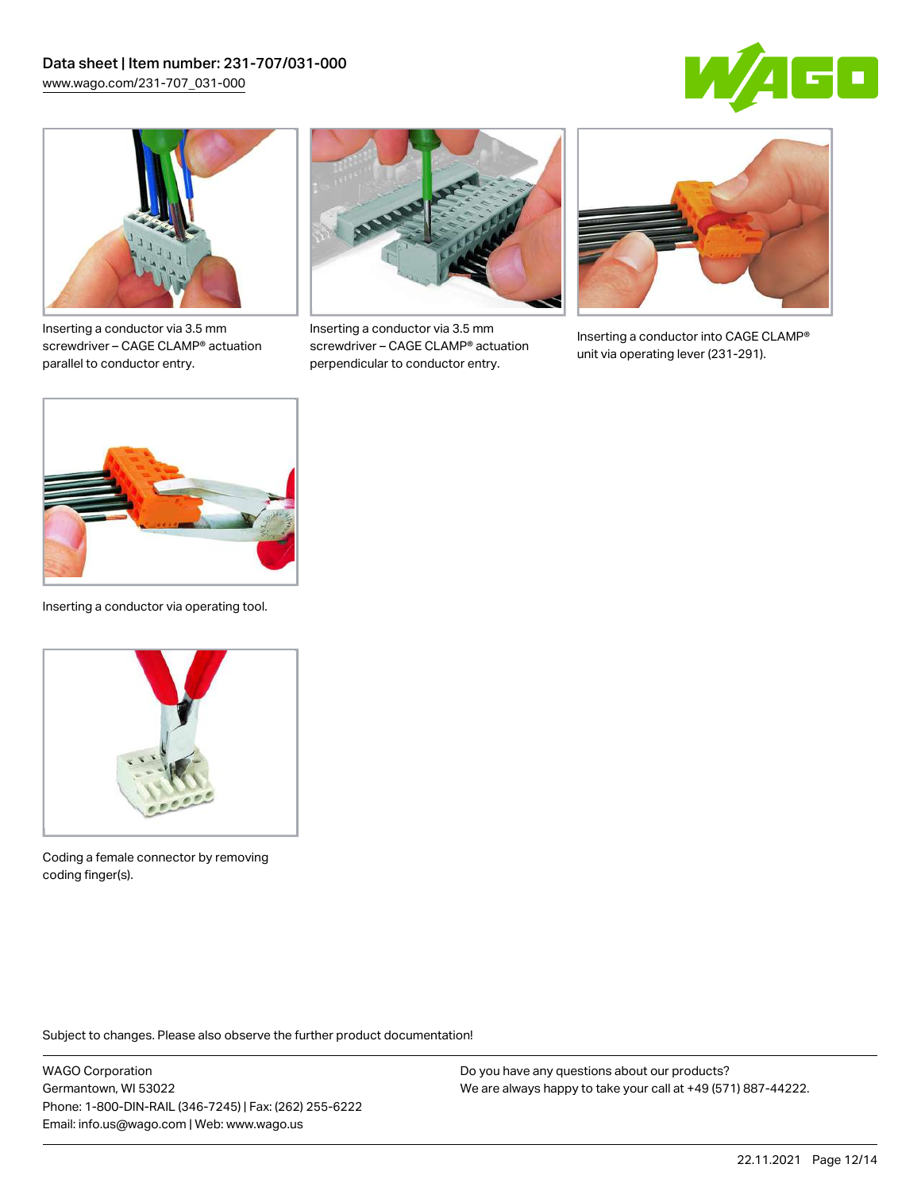Inserting a conductor via 3.5 mm screwdriver – CAGE CLAMP® actuation parallel to conductor entry.

Inserting a conductor via 3.5 mm screwdriver – CAGE CLAMP® actuation perpendicular to conductor entry.

Inserting a conductor into CAGE CLAMP® unit via operating lever (231-291).

Inserting a conductor via operating tool.

Coding a female connector by removing coding finger(s).

Subject to changes. Please also observe the further product documentation!

WAGO Corporation
Germantown, WI 53022
Phone: 1-800-DIN-RAIL (346-7245) | Fax: (262) 255-6222
Email: info.us@wago.com | Web: www.wago.us

Do you have any questions about our products?
We are always happy to take your call at +49 (571) 887-44222.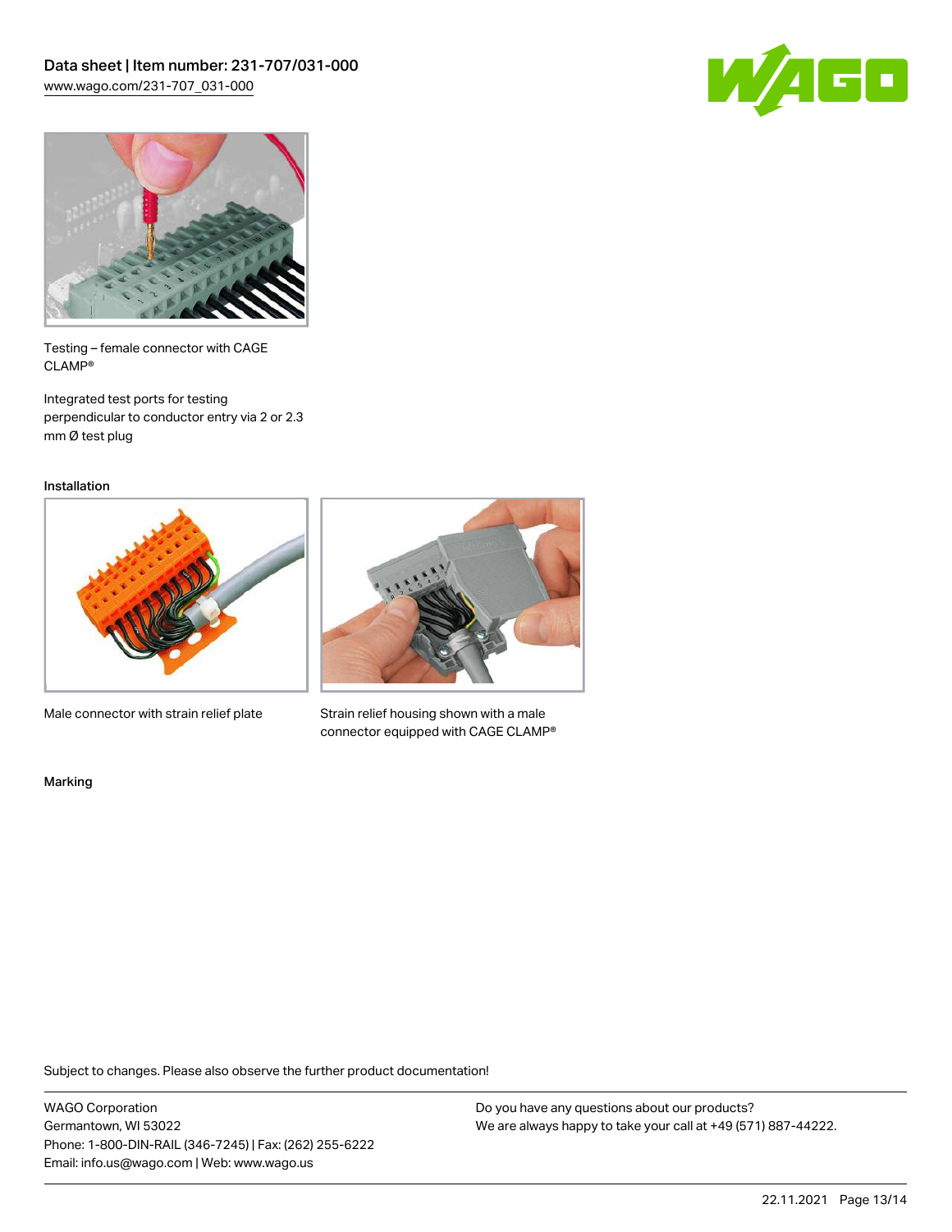Testing – female connector with CAGE CLAMP®

Integrated test ports for testing perpendicular to conductor entry via 2 or 2.3 mm Ø test plug

## Installation

Male connector with strain relief plate

Strain relief housing shown with a male connector equipped with CAGE CLAMP®

## Marking

Subject to changes. Please also observe the further product documentation!

WAGO Corporation
Germantown, WI 53022
Phone: 1-800-DIN-RAIL (346-7245) | Fax: (262) 255-6222
Email: info.us@wago.com | Web: www.wago.us

Do you have any questions about our products?
We are always happy to take your call at +49 (571) 887-44222.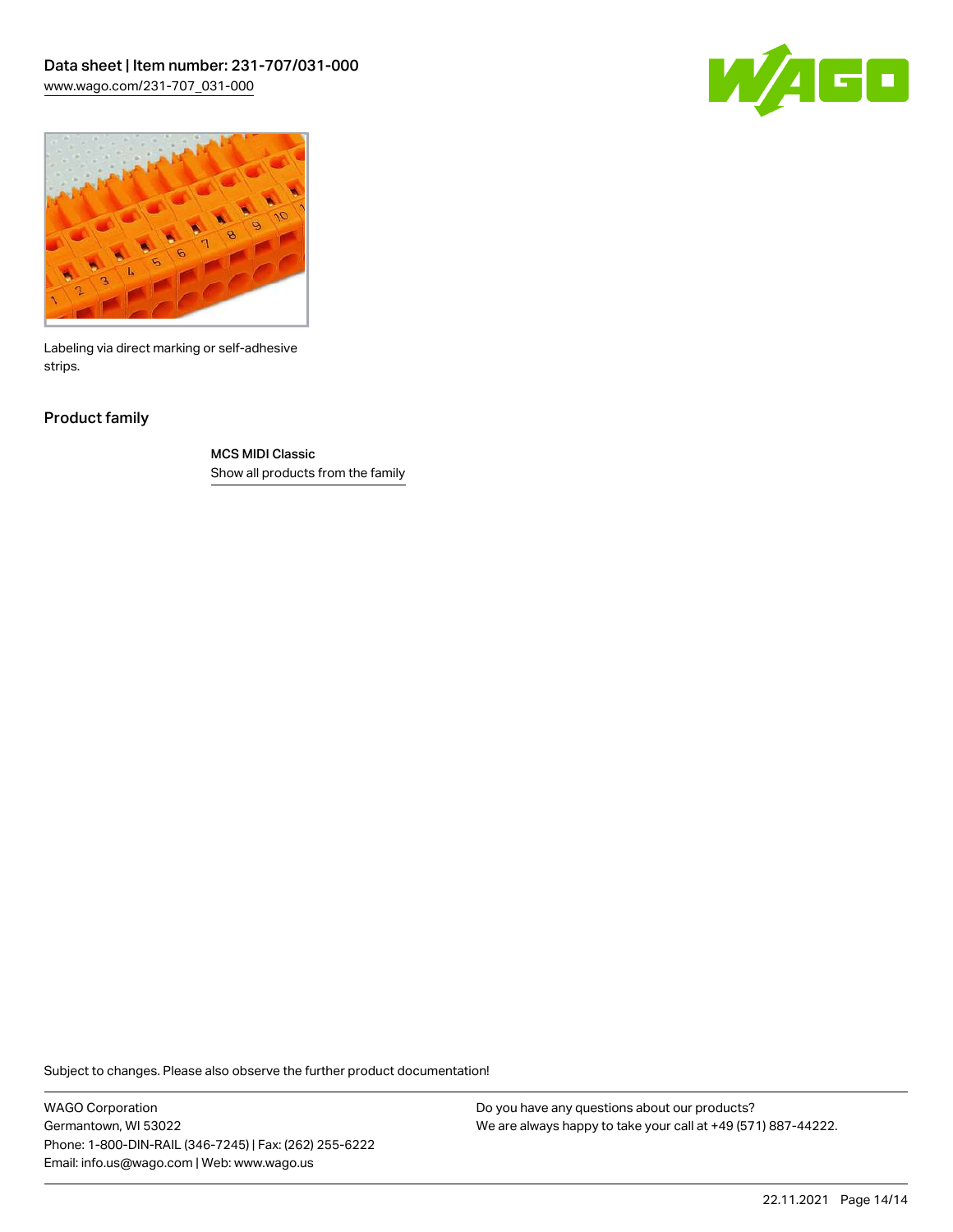Labeling via direct marking or self-adhesive strips.

## Product family

MCS MIDI Classic
Show all products from the family

Subject to changes. Please also observe the further product documentation!

WAGO Corporation
Germantown, WI 53022
Phone: 1-800-DIN-RAIL (346-7245) | Fax: (262) 255-6222
Email: info.us@wago.com | Web: www.wago.us

Do you have any questions about our products?
We are always happy to take your call at +49 (571) 887-44222.